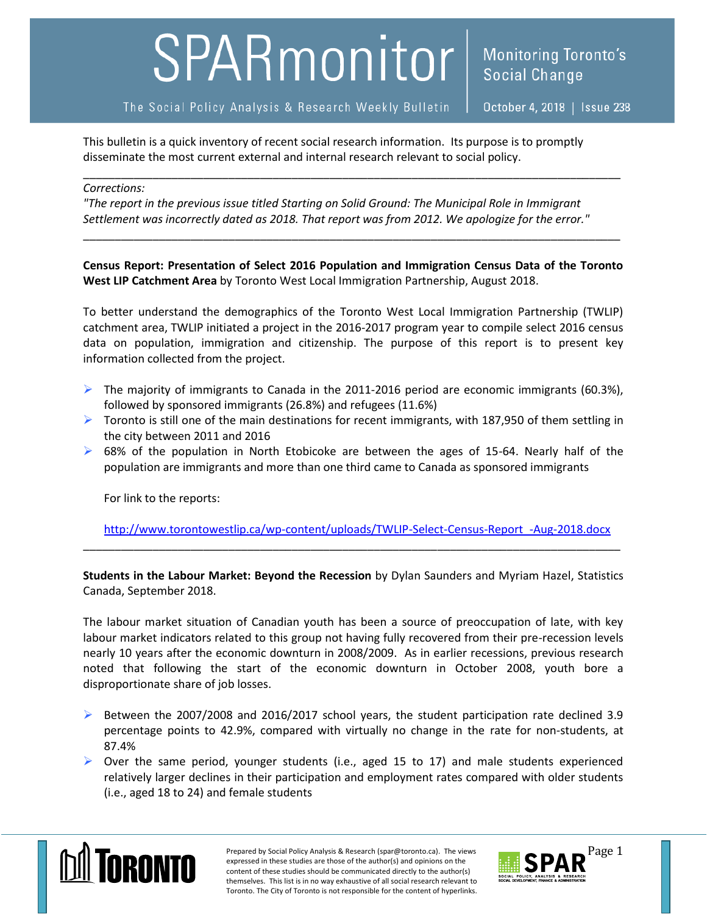# SPARmonitor

The Social Policy Analysis & Research Weekly Bulletin

Monitoring Toronto's Social Change

October 4, 2018 | Issue 238

This bulletin is a quick inventory of recent social research information. Its purpose is to promptly disseminate the most current external and internal research relevant to social policy.

---

*Corrections:*
*"The report in the previous issue titled Starting on Solid Ground: The Municipal Role in Immigrant Settlement was incorrectly dated as 2018. That report was from 2012. We apologize for the error."*

---

**Census Report: Presentation of Select 2016 Population and Immigration Census Data of the Toronto West LIP Catchment Area** by Toronto West Local Immigration Partnership, August 2018.

To better understand the demographics of the Toronto West Local Immigration Partnership (TWLIP) catchment area, TWLIP initiated a project in the 2016-2017 program year to compile select 2016 census data on population, immigration and citizenship. The purpose of this report is to present key information collected from the project.

- The majority of immigrants to Canada in the 2011-2016 period are economic immigrants (60.3%), followed by sponsored immigrants (26.8%) and refugees (11.6%)
- Toronto is still one of the main destinations for recent immigrants, with 187,950 of them settling in the city between 2011 and 2016
- 68% of the population in North Etobicoke are between the ages of 15-64. Nearly half of the population are immigrants and more than one third came to Canada as sponsored immigrants

  For link to the reports:

  http://www.torontowestlip.ca/wp-content/uploads/TWLIP-Select-Census-Report_-Aug-2018.docx

---

**Students in the Labour Market: Beyond the Recession** by Dylan Saunders and Myriam Hazel, Statistics Canada, September 2018.

The labour market situation of Canadian youth has been a source of preoccupation of late, with key labour market indicators related to this group not having fully recovered from their pre-recession levels nearly 10 years after the economic downturn in 2008/2009. As in earlier recessions, previous research noted that following the start of the economic downturn in October 2008, youth bore a disproportionate share of job losses.

- Between the 2007/2008 and 2016/2017 school years, the student participation rate declined 3.9 percentage points to 42.9%, compared with virtually no change in the rate for non-students, at 87.4%
- Over the same period, younger students (i.e., aged 15 to 17) and male students experienced relatively larger declines in their participation and employment rates compared with older students (i.e., aged 18 to 24) and female students

Prepared by Social Policy Analysis & Research (spar@toronto.ca). The views expressed in these studies are those of the author(s) and opinions on the content of these studies should be communicated directly to the author(s) themselves. This list is in no way exhaustive of all social research relevant to Toronto. The City of Toronto is not responsible for the content of hyperlinks.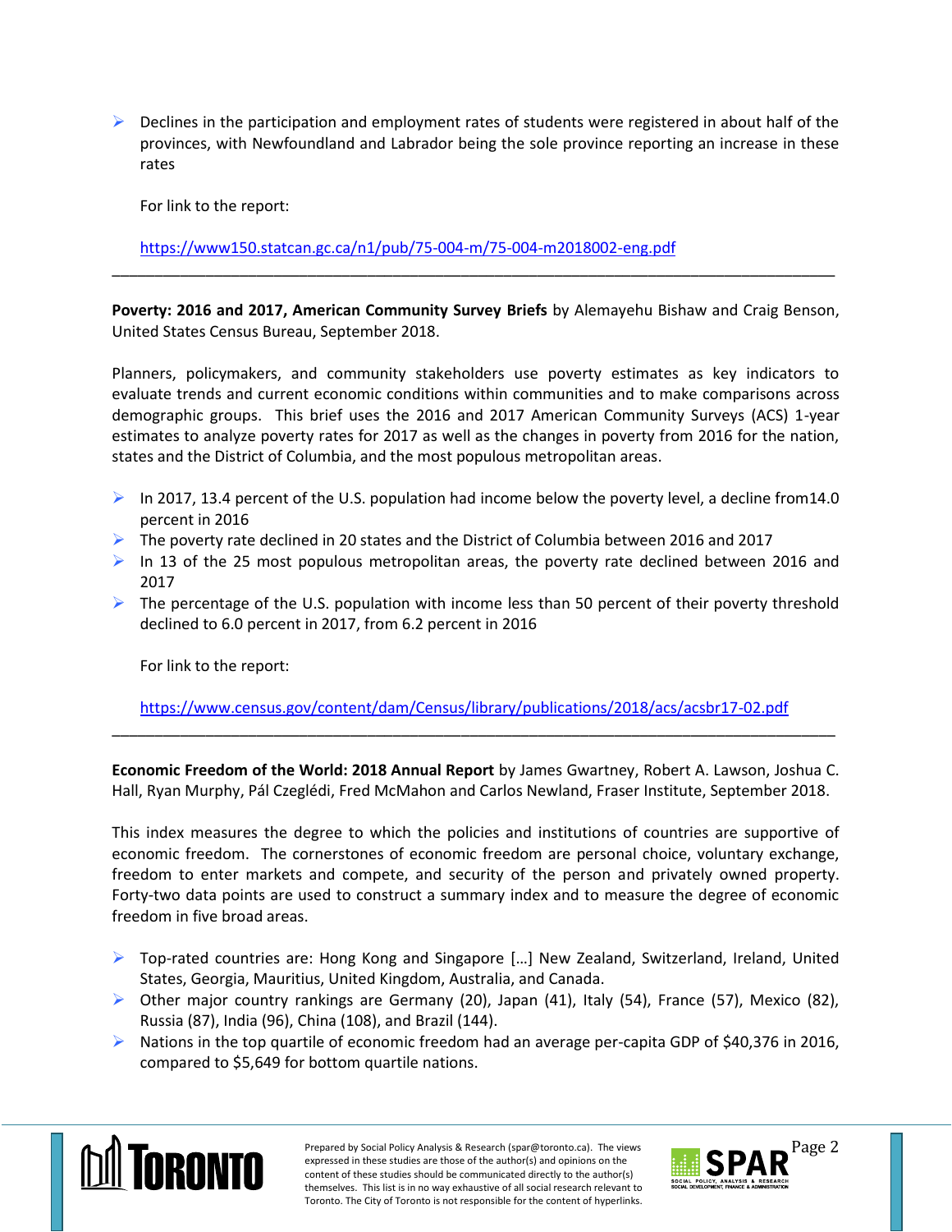- Declines in the participation and employment rates of students were registered in about half of the provinces, with Newfoundland and Labrador being the sole province reporting an increase in these rates

  For link to the report:

  https://www150.statcan.gc.ca/n1/pub/75-004-m/75-004-m2018002-eng.pdf

---

**Poverty: 2016 and 2017, American Community Survey Briefs** by Alemayehu Bishaw and Craig Benson, United States Census Bureau, September 2018.

Planners, policymakers, and community stakeholders use poverty estimates as key indicators to evaluate trends and current economic conditions within communities and to make comparisons across demographic groups. This brief uses the 2016 and 2017 American Community Surveys (ACS) 1-year estimates to analyze poverty rates for 2017 as well as the changes in poverty from 2016 for the nation, states and the District of Columbia, and the most populous metropolitan areas.

- In 2017, 13.4 percent of the U.S. population had income below the poverty level, a decline from14.0 percent in 2016
- The poverty rate declined in 20 states and the District of Columbia between 2016 and 2017
- In 13 of the 25 most populous metropolitan areas, the poverty rate declined between 2016 and 2017
- The percentage of the U.S. population with income less than 50 percent of their poverty threshold declined to 6.0 percent in 2017, from 6.2 percent in 2016

  For link to the report:

  https://www.census.gov/content/dam/Census/library/publications/2018/acs/acsbr17-02.pdf

---

**Economic Freedom of the World: 2018 Annual Report** by James Gwartney, Robert A. Lawson, Joshua C. Hall, Ryan Murphy, Pál Czeglédi, Fred McMahon and Carlos Newland, Fraser Institute, September 2018.

This index measures the degree to which the policies and institutions of countries are supportive of economic freedom. The cornerstones of economic freedom are personal choice, voluntary exchange, freedom to enter markets and compete, and security of the person and privately owned property. Forty-two data points are used to construct a summary index and to measure the degree of economic freedom in five broad areas.

- Top-rated countries are: Hong Kong and Singapore […] New Zealand, Switzerland, Ireland, United States, Georgia, Mauritius, United Kingdom, Australia, and Canada.
- Other major country rankings are Germany (20), Japan (41), Italy (54), France (57), Mexico (82), Russia (87), India (96), China (108), and Brazil (144).
- Nations in the top quartile of economic freedom had an average per-capita GDP of $40,376 in 2016, compared to $5,649 for bottom quartile nations.

Prepared by Social Policy Analysis & Research (spar@toronto.ca). The views expressed in these studies are those of the author(s) and opinions on the content of these studies should be communicated directly to the author(s) themselves. This list is in no way exhaustive of all social research relevant to Toronto. The City of Toronto is not responsible for the content of hyperlinks.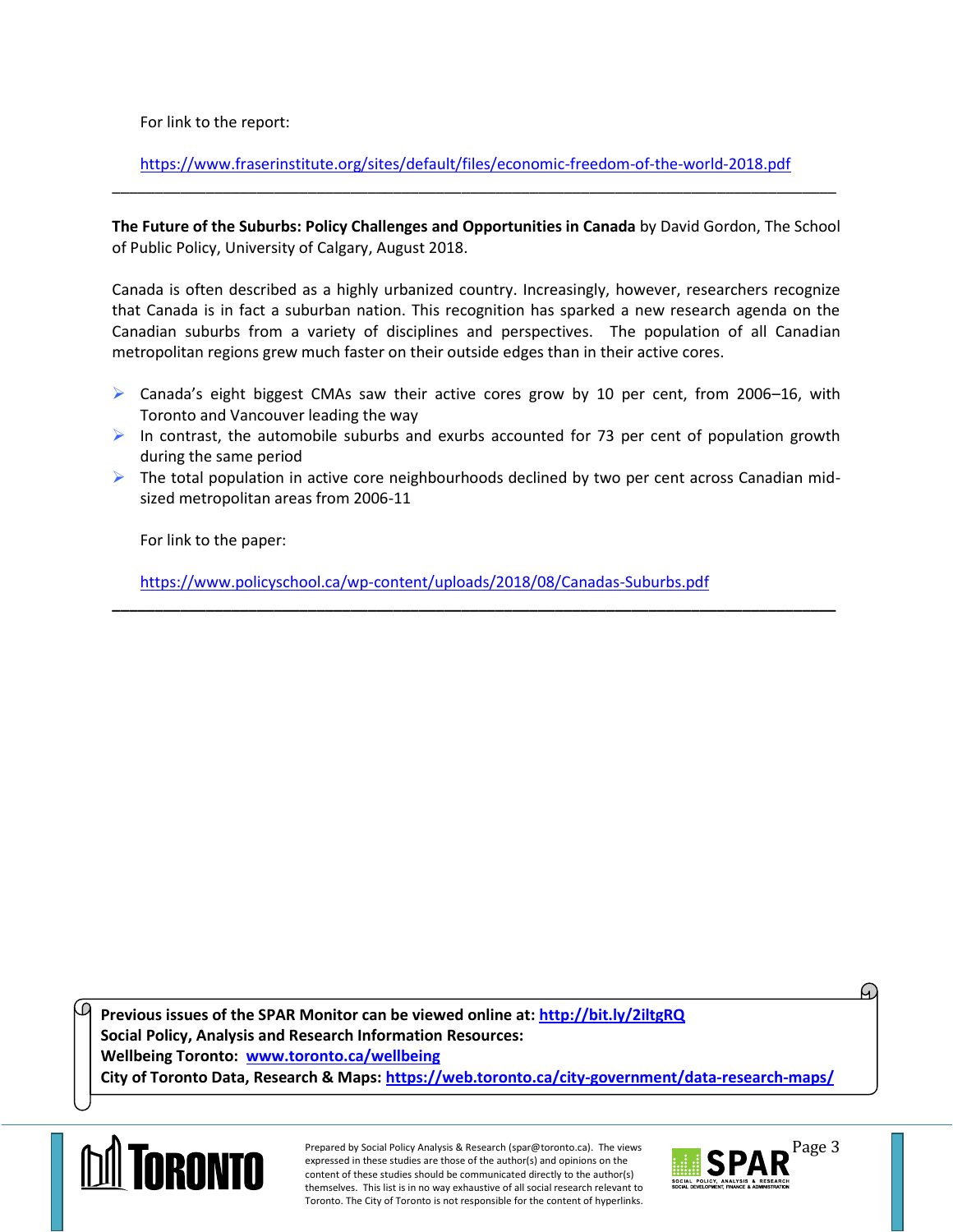For link to the report:

https://www.fraserinstitute.org/sites/default/files/economic-freedom-of-the-world-2018.pdf

---

**The Future of the Suburbs: Policy Challenges and Opportunities in Canada** by David Gordon, The School of Public Policy, University of Calgary, August 2018.

Canada is often described as a highly urbanized country. Increasingly, however, researchers recognize that Canada is in fact a suburban nation. This recognition has sparked a new research agenda on the Canadian suburbs from a variety of disciplines and perspectives. The population of all Canadian metropolitan regions grew much faster on their outside edges than in their active cores.

- Canada's eight biggest CMAs saw their active cores grow by 10 per cent, from 2006–16, with Toronto and Vancouver leading the way
- In contrast, the automobile suburbs and exurbs accounted for 73 per cent of population growth during the same period
- The total population in active core neighbourhoods declined by two per cent across Canadian mid-sized metropolitan areas from 2006-11

For link to the paper:

https://www.policyschool.ca/wp-content/uploads/2018/08/Canadas-Suburbs.pdf

---

**Previous issues of the SPAR Monitor can be viewed online at: http://bit.ly/2iltgRQ**
**Social Policy, Analysis and Research Information Resources:**
**Wellbeing Toronto: www.toronto.ca/wellbeing**
**City of Toronto Data, Research & Maps: https://web.toronto.ca/city-government/data-research-maps/**

Prepared by Social Policy Analysis & Research (spar@toronto.ca). The views expressed in these studies are those of the author(s) and opinions on the content of these studies should be communicated directly to the author(s) themselves. This list is in no way exhaustive of all social research relevant to Toronto. The City of Toronto is not responsible for the content of hyperlinks.